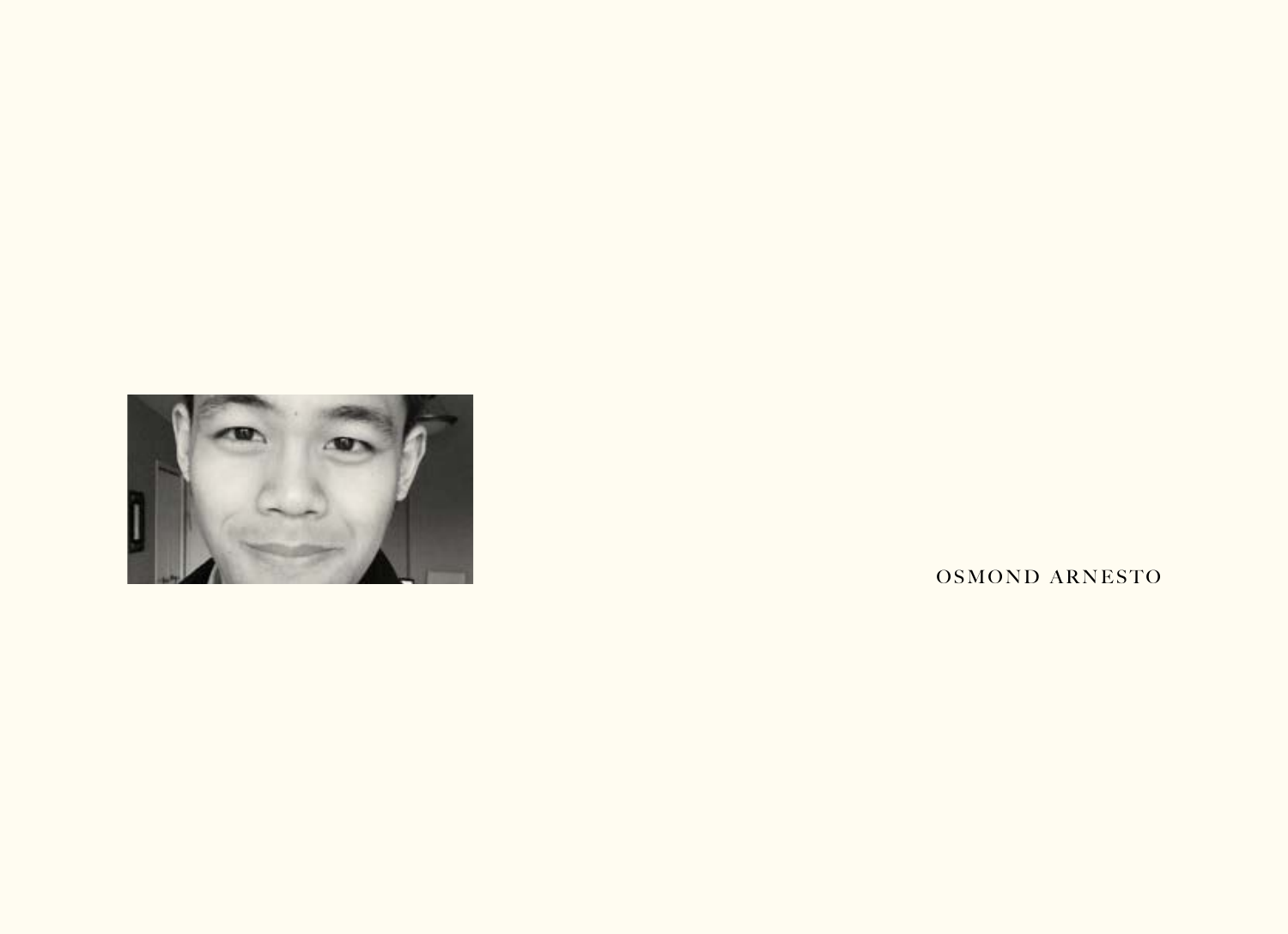OSMOND ARNESTO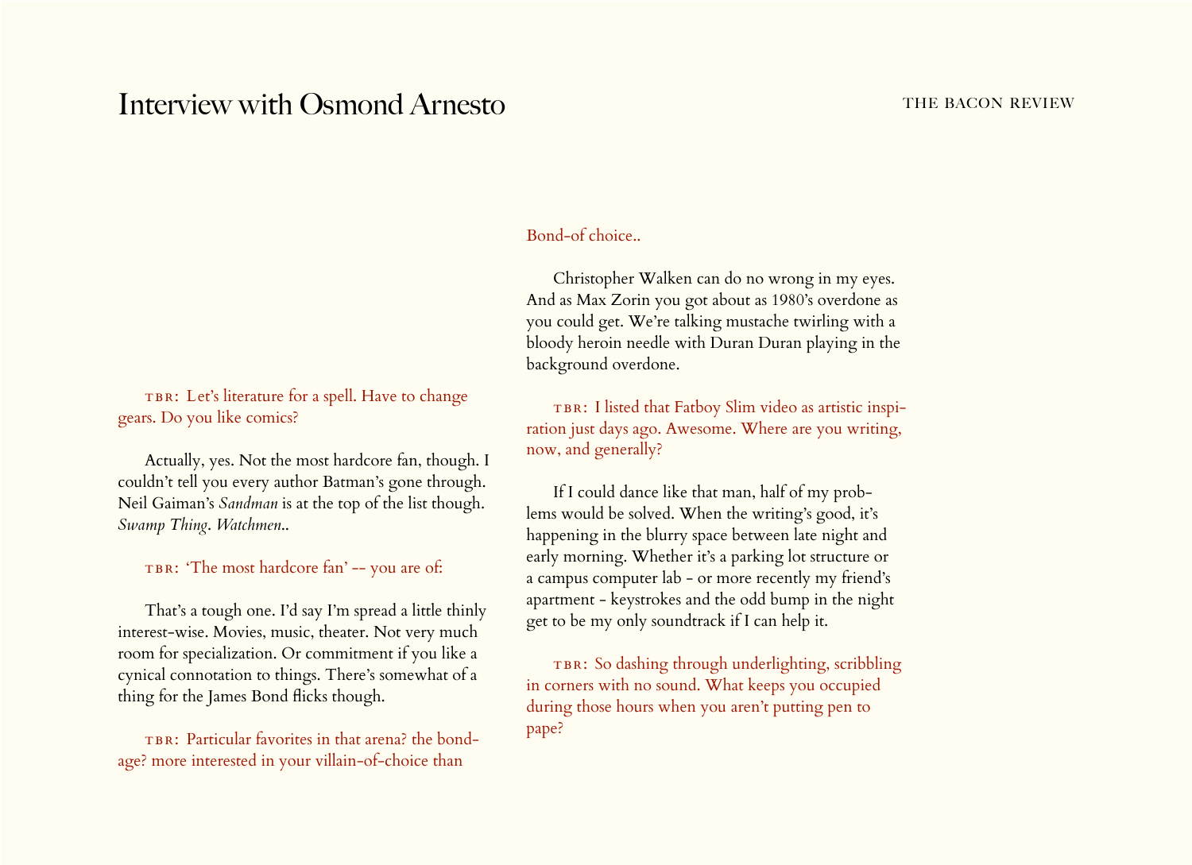TBR: Let's literature for a spell. Have to change gears. Do you like comics?

Actually, yes. Not the most hardcore fan, though. I couldn't tell you every author Batman's gone through. Neil Gaiman's *Sandman* is at the top of the list though. *Swamp Thing*. *Watchmen*..

TBR: 'The most hardcore fan' -- you are of:

That's a tough one. I'd say I'm spread a little thinly interest-wise. Movies, music, theater. Not very much room for specialization. Or commitment if you like a cynical connotation to things. There's somewhat of a thing for the James Bond flicks though.

TBR: Particular favorites in that arena? the bond-age? more interested in your villain-of-choice than Bond-of choice..

Christopher Walken can do no wrong in my eyes. And as Max Zorin you got about as 1980's overdone as you could get. We're talking mustache twirling with a bloody heroin needle with Duran Duran playing in the background overdone.

TBR: I listed that Fatboy Slim video as artistic inspiration just days ago. Awesome. Where are you writing, now, and generally?

If I could dance like that man, half of my problems would be solved. When the writing's good, it's happening in the blurry space between late night and early morning. Whether it's a parking lot structure or a campus computer lab - or more recently my friend's apartment - keystrokes and the odd bump in the night get to be my only soundtrack if I can help it.

TBR: So dashing through underlighting, scribbling in corners with no sound. What keeps you occupied during those hours when you aren't putting pen to pape?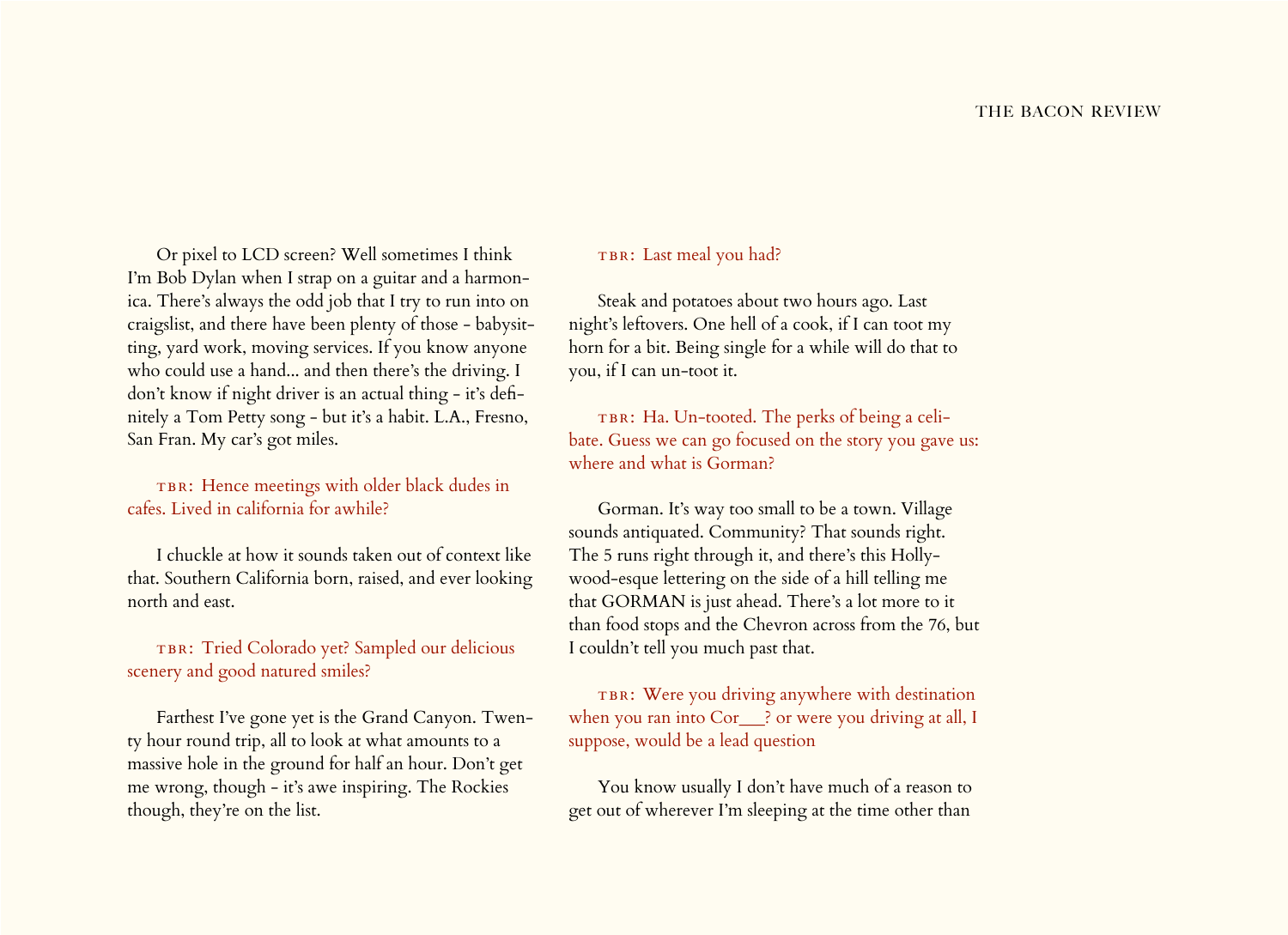Or pixel to LCD screen? Well sometimes I think I'm Bob Dylan when I strap on a guitar and a harmonica. There's always the odd job that I try to run into on craigslist, and there have been plenty of those - babysitting, yard work, moving services. If you know anyone who could use a hand... and then there's the driving. I don't know if night driver is an actual thing - it's definitely a Tom Petty song - but it's a habit. L.A., Fresno, San Fran. My car's got miles.

TBR: Hence meetings with older black dudes in cafes. Lived in california for awhile?

I chuckle at how it sounds taken out of context like that. Southern California born, raised, and ever looking north and east.

TBR: Tried Colorado yet? Sampled our delicious scenery and good natured smiles?

Farthest I've gone yet is the Grand Canyon. Twenty hour round trip, all to look at what amounts to a massive hole in the ground for half an hour. Don't get me wrong, though - it's awe inspiring. The Rockies though, they're on the list.

TBR: Last meal you had?

Steak and potatoes about two hours ago. Last night's leftovers. One hell of a cook, if I can toot my horn for a bit. Being single for a while will do that to you, if I can un-toot it.

TBR: Ha. Un-tooted. The perks of being a celibate. Guess we can go focused on the story you gave us: where and what is Gorman?

Gorman. It's way too small to be a town. Village sounds antiquated. Community? That sounds right. The 5 runs right through it, and there's this Hollywood-esque lettering on the side of a hill telling me that GORMAN is just ahead. There's a lot more to it than food stops and the Chevron across from the 76, but I couldn't tell you much past that.

TBR: Were you driving anywhere with destination when you ran into Cor___? or were you driving at all, I suppose, would be a lead question

You know usually I don't have much of a reason to get out of wherever I'm sleeping at the time other than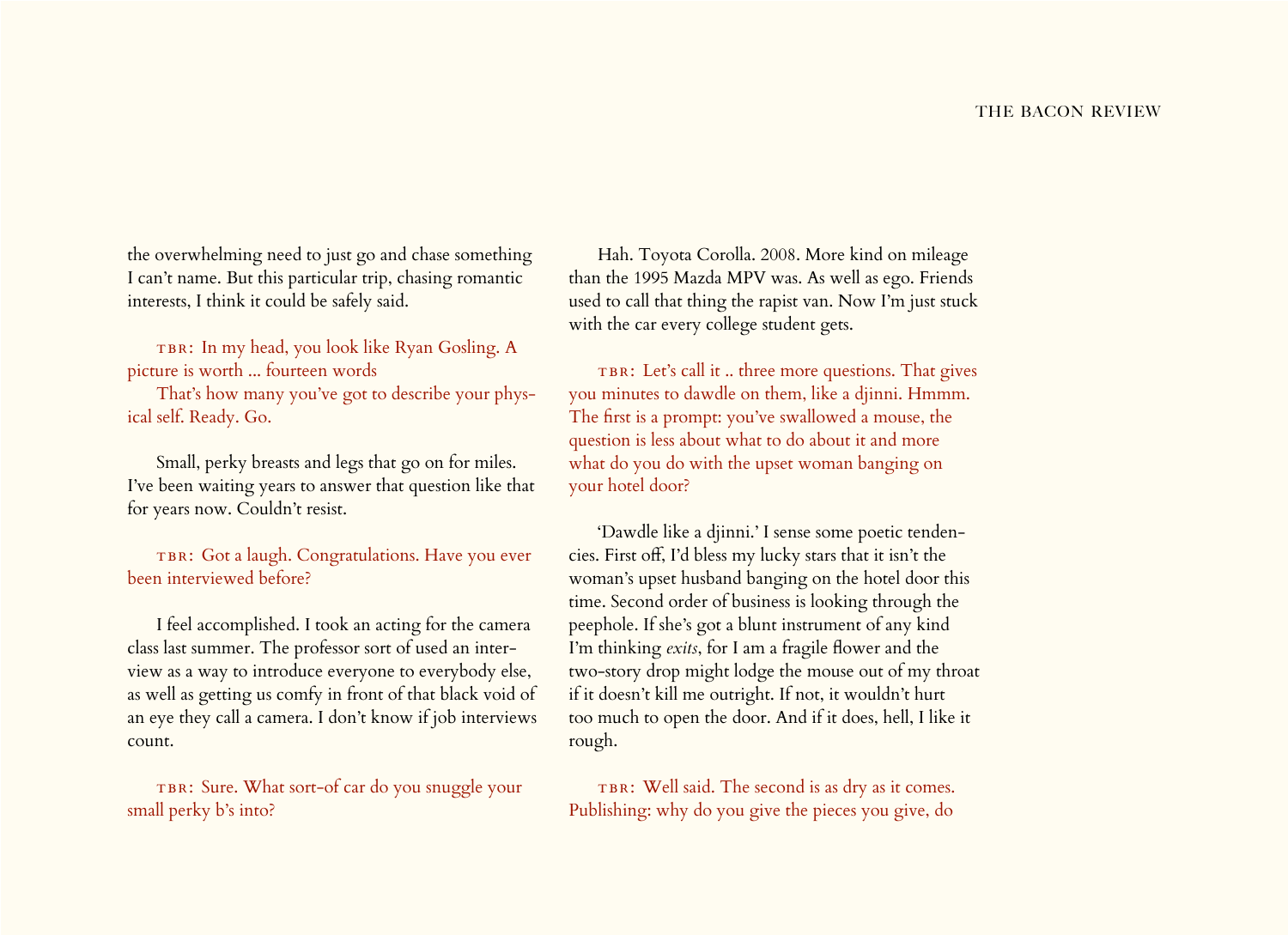the overwhelming need to just go and chase something I can't name. But this particular trip, chasing romantic interests, I think it could be safely said.

TBR: In my head, you look like Ryan Gosling. A picture is worth ... fourteen words

That's how many you've got to describe your physical self. Ready. Go.

Small, perky breasts and legs that go on for miles. I've been waiting years to answer that question like that for years now. Couldn't resist.

TBR: Got a laugh. Congratulations. Have you ever been interviewed before?

I feel accomplished. I took an acting for the camera class last summer. The professor sort of used an interview as a way to introduce everyone to everybody else, as well as getting us comfy in front of that black void of an eye they call a camera. I don't know if job interviews count.

TBR: Sure. What sort-of car do you snuggle your small perky b's into?

Hah. Toyota Corolla. 2008. More kind on mileage than the 1995 Mazda MPV was. As well as ego. Friends used to call that thing the rapist van. Now I'm just stuck with the car every college student gets.

TBR: Let's call it .. three more questions. That gives you minutes to dawdle on them, like a djinni. Hmmm. The first is a prompt: you've swallowed a mouse, the question is less about what to do about it and more what do you do with the upset woman banging on your hotel door?

'Dawdle like a djinni.' I sense some poetic tendencies. First off, I'd bless my lucky stars that it isn't the woman's upset husband banging on the hotel door this time. Second order of business is looking through the peephole. If she's got a blunt instrument of any kind I'm thinking *exits*, for I am a fragile flower and the two-story drop might lodge the mouse out of my throat if it doesn't kill me outright. If not, it wouldn't hurt too much to open the door. And if it does, hell, I like it rough.

TBR: Well said. The second is as dry as it comes. Publishing: why do you give the pieces you give, do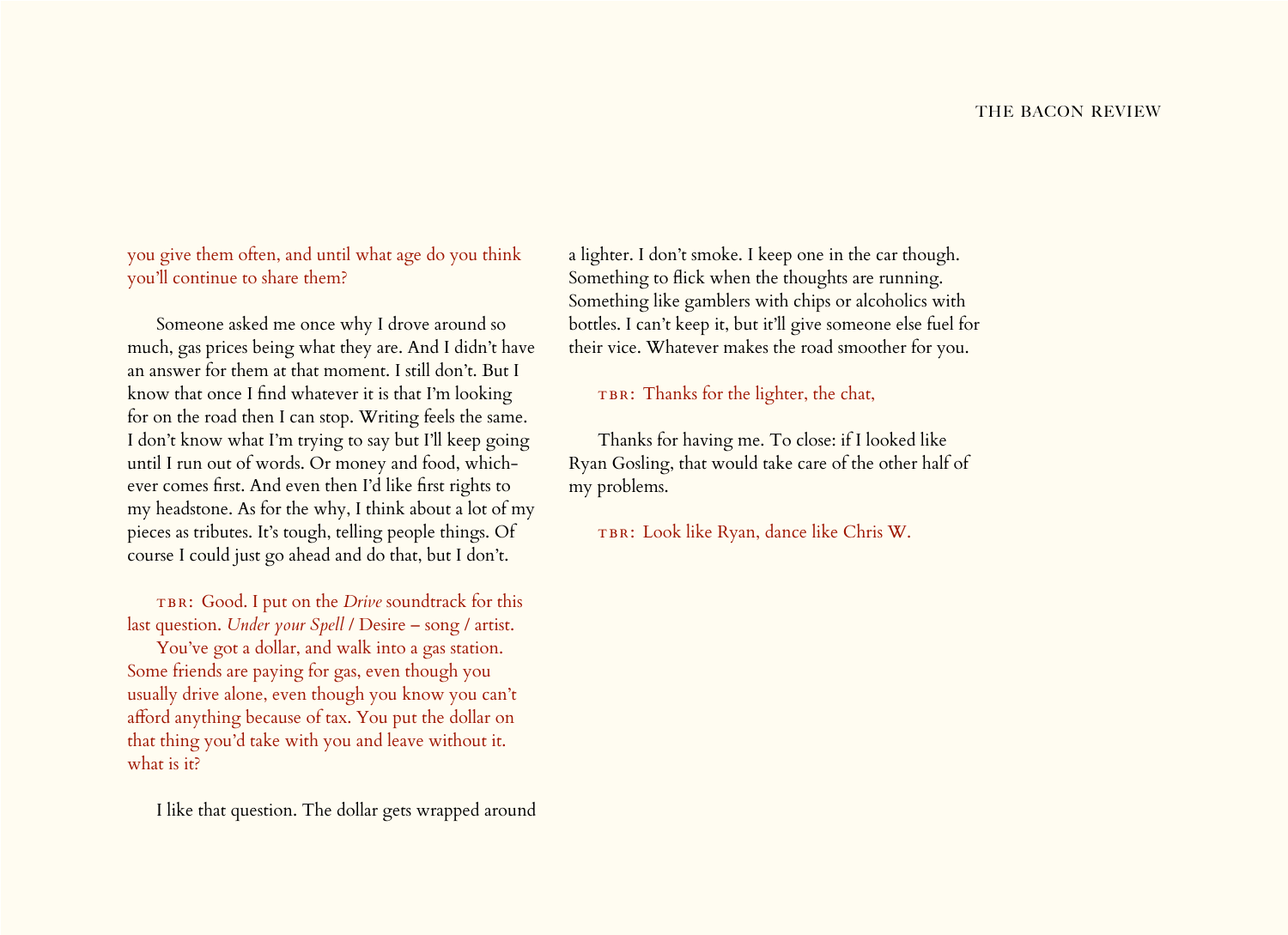you give them often, and until what age do you think you'll continue to share them?

Someone asked me once why I drove around so much, gas prices being what they are. And I didn't have an answer for them at that moment. I still don't. But I know that once I find whatever it is that I'm looking for on the road then I can stop. Writing feels the same. I don't know what I'm trying to say but I'll keep going until I run out of words. Or money and food, whichever comes first. And even then I'd like first rights to my headstone. As for the why, I think about a lot of my pieces as tributes. It's tough, telling people things. Of course I could just go ahead and do that, but I don't.

TBR: Good. I put on the *Drive* soundtrack for this last question. *Under your Spell* / Desire – song / artist.

You've got a dollar, and walk into a gas station. Some friends are paying for gas, even though you usually drive alone, even though you know you can't afford anything because of tax. You put the dollar on that thing you'd take with you and leave without it. what is it?

I like that question. The dollar gets wrapped around a lighter. I don't smoke. I keep one in the car though. Something to flick when the thoughts are running. Something like gamblers with chips or alcoholics with bottles. I can't keep it, but it'll give someone else fuel for their vice. Whatever makes the road smoother for you.

TBR: Thanks for the lighter, the chat,

Thanks for having me. To close: if I looked like Ryan Gosling, that would take care of the other half of my problems.

TBR: Look like Ryan, dance like Chris W.